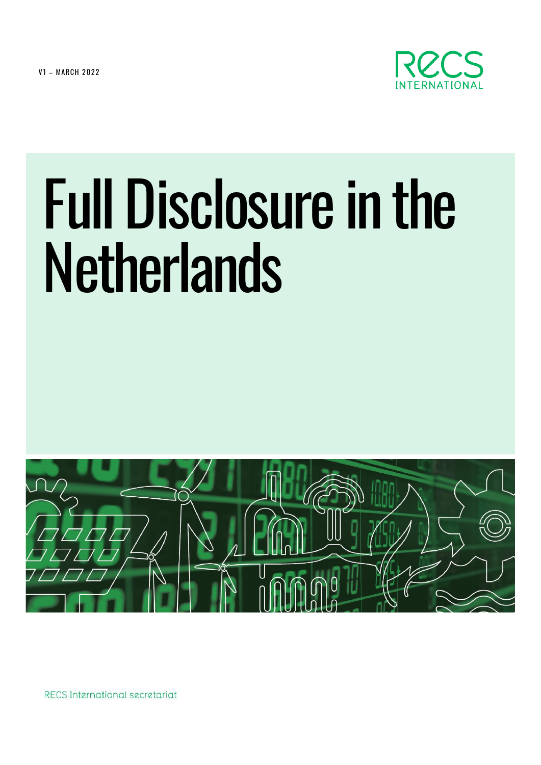V1 – MARCH 2022

RECS INTERNATIONAL

# Full Disclosure in the Netherlands

RECS International secretariat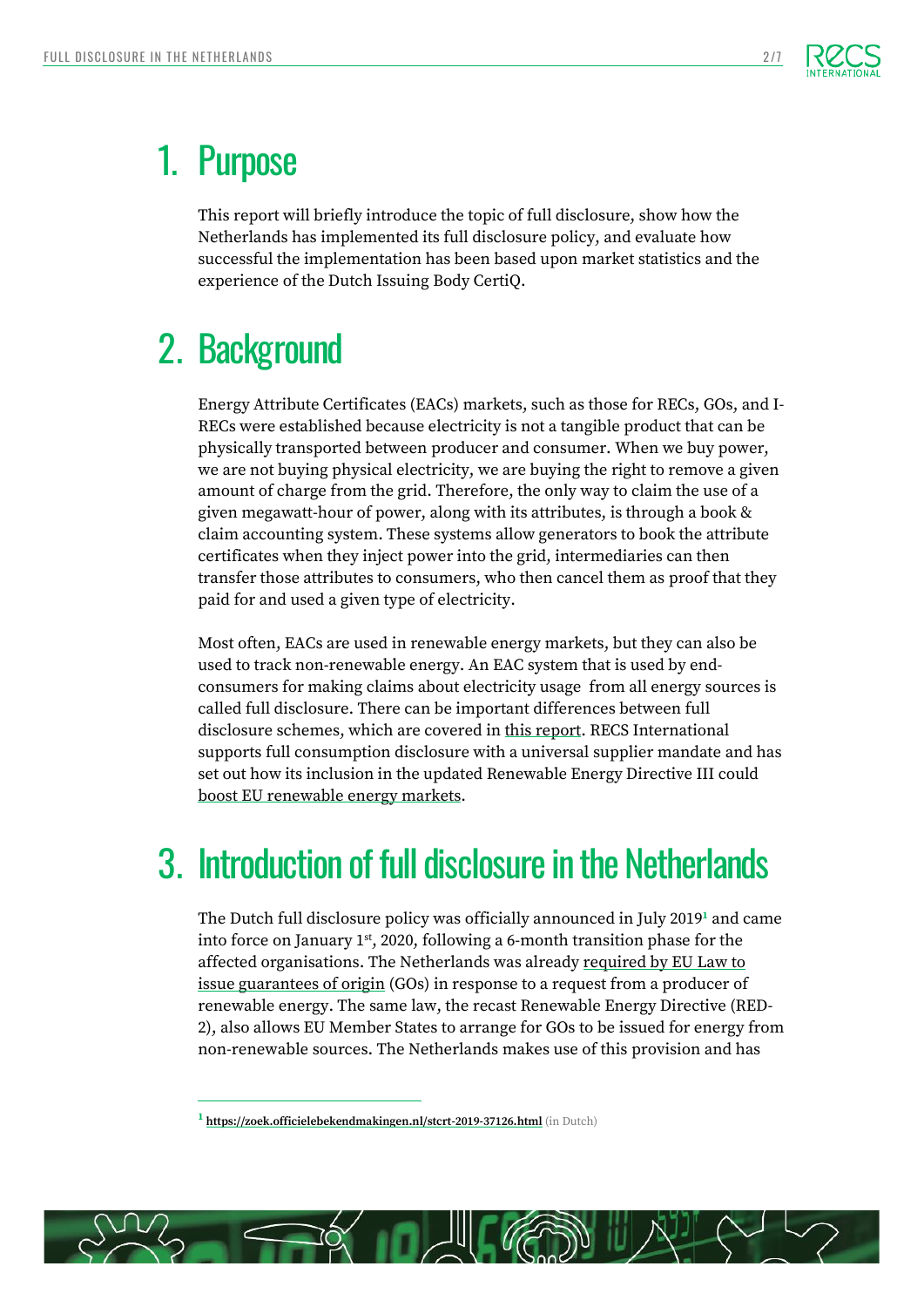# 1. Purpose

This report will briefly introduce the topic of full disclosure, show how the Netherlands has implemented its full disclosure policy, and evaluate how successful the implementation has been based upon market statistics and the experience of the Dutch Issuing Body CertiQ.

# 2. Background

Energy Attribute Certificates (EACs) markets, such as those for RECs, GOs, and I-RECs were established because electricity is not a tangible product that can be physically transported between producer and consumer. When we buy power, we are not buying physical electricity, we are buying the right to remove a given amount of charge from the grid. Therefore, the only way to claim the use of a given megawatt-hour of power, along with its attributes, is through a book & claim accounting system. These systems allow generators to book the attribute certificates when they inject power into the grid, intermediaries can then transfer those attributes to consumers, who then cancel them as proof that they paid for and used a given type of electricity.

Most often, EACs are used in renewable energy markets, but they can also be used to track non-renewable energy. An EAC system that is used by end-consumers for making claims about electricity usage from all energy sources is called full disclosure. There can be important differences between full disclosure schemes, which are covered in this report. RECS International supports full consumption disclosure with a universal supplier mandate and has set out how its inclusion in the updated Renewable Energy Directive III could boost EU renewable energy markets.

# 3. Introduction of full disclosure in the Netherlands

The Dutch full disclosure policy was officially announced in July 2019[1] and came into force on January 1st, 2020, following a 6-month transition phase for the affected organisations. The Netherlands was already required by EU Law to issue guarantees of origin (GOs) in response to a request from a producer of renewable energy. The same law, the recast Renewable Energy Directive (RED-2), also allows EU Member States to arrange for GOs to be issued for energy from non-renewable sources. The Netherlands makes use of this provision and has

[1] https://zoek.officielebekendmakingen.nl/stcrt-2019-37126.html (in Dutch)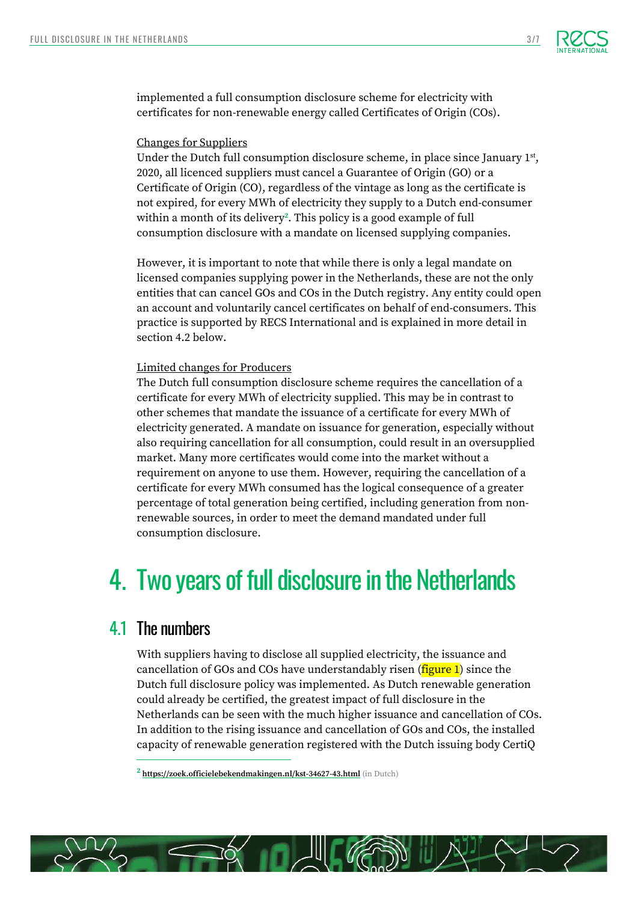implemented a full consumption disclosure scheme for electricity with certificates for non-renewable energy called Certificates of Origin (COs).

Changes for Suppliers

Under the Dutch full consumption disclosure scheme, in place since January 1st, 2020, all licenced suppliers must cancel a Guarantee of Origin (GO) or a Certificate of Origin (CO), regardless of the vintage as long as the certificate is not expired, for every MWh of electricity they supply to a Dutch end-consumer within a month of its delivery[2]. This policy is a good example of full consumption disclosure with a mandate on licensed supplying companies.

However, it is important to note that while there is only a legal mandate on licensed companies supplying power in the Netherlands, these are not the only entities that can cancel GOs and COs in the Dutch registry. Any entity could open an account and voluntarily cancel certificates on behalf of end-consumers. This practice is supported by RECS International and is explained in more detail in section 4.2 below.

Limited changes for Producers

The Dutch full consumption disclosure scheme requires the cancellation of a certificate for every MWh of electricity supplied. This may be in contrast to other schemes that mandate the issuance of a certificate for every MWh of electricity generated. A mandate on issuance for generation, especially without also requiring cancellation for all consumption, could result in an oversupplied market. Many more certificates would come into the market without a requirement on anyone to use them. However, requiring the cancellation of a certificate for every MWh consumed has the logical consequence of a greater percentage of total generation being certified, including generation from non-renewable sources, in order to meet the demand mandated under full consumption disclosure.

# 4. Two years of full disclosure in the Netherlands

## 4.1 The numbers

With suppliers having to disclose all supplied electricity, the issuance and cancellation of GOs and COs have understandably risen (figure 1) since the Dutch full disclosure policy was implemented. As Dutch renewable generation could already be certified, the greatest impact of full disclosure in the Netherlands can be seen with the much higher issuance and cancellation of COs. In addition to the rising issuance and cancellation of GOs and COs, the installed capacity of renewable generation registered with the Dutch issuing body CertiQ

[2] https://zoek.officielebekendmakingen.nl/kst-34627-43.html (in Dutch)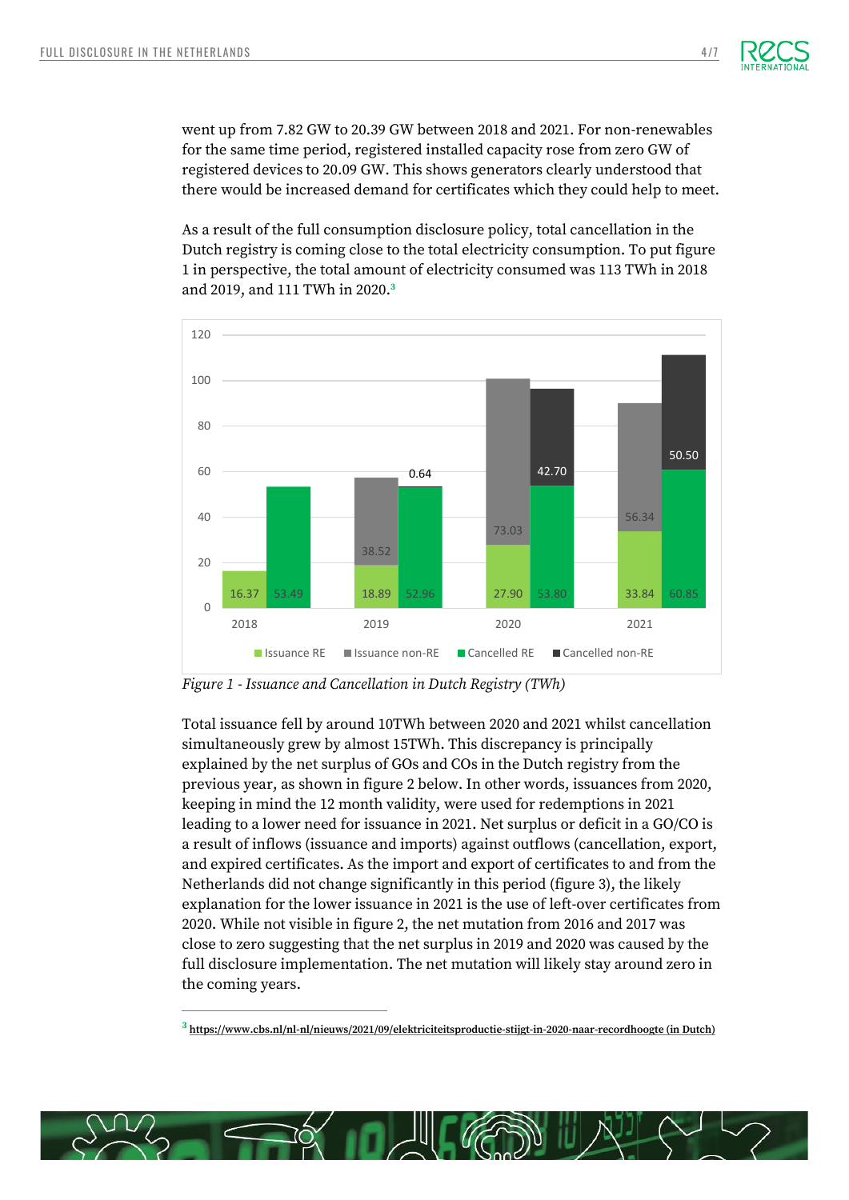went up from 7.82 GW to 20.39 GW between 2018 and 2021. For non-renewables for the same time period, registered installed capacity rose from zero GW of registered devices to 20.09 GW. This shows generators clearly understood that there would be increased demand for certificates which they could help to meet.

As a result of the full consumption disclosure policy, total cancellation in the Dutch registry is coming close to the total electricity consumption. To put figure 1 in perspective, the total amount of electricity consumed was 113 TWh in 2018 and 2019, and 111 TWh in 2020.[3]

| Year | Issuance RE | Issuance non-RE | Cancelled RE | Cancelled non-RE |
|---|---|---|---|---|
| 2018 | 16.37 | | 53.49 | |
| 2019 | 18.89 | 38.52 | 52.96 | 0.64 |
| 2020 | 27.90 | 73.03 | 53.80 | 42.70 |
| 2021 | 33.84 | 56.34 | 60.85 | 50.50 |

*Figure 1 - Issuance and Cancellation in Dutch Registry (TWh)*

Total issuance fell by around 10TWh between 2020 and 2021 whilst cancellation simultaneously grew by almost 15TWh. This discrepancy is principally explained by the net surplus of GOs and COs in the Dutch registry from the previous year, as shown in figure 2 below. In other words, issuances from 2020, keeping in mind the 12 month validity, were used for redemptions in 2021 leading to a lower need for issuance in 2021. Net surplus or deficit in a GO/CO is a result of inflows (issuance and imports) against outflows (cancellation, export, and expired certificates. As the import and export of certificates to and from the Netherlands did not change significantly in this period (figure 3), the likely explanation for the lower issuance in 2021 is the use of left-over certificates from 2020. While not visible in figure 2, the net mutation from 2016 and 2017 was close to zero suggesting that the net surplus in 2019 and 2020 was caused by the full disclosure implementation. The net mutation will likely stay around zero in the coming years.

---

[3] https://www.cbs.nl/nl-nl/nieuws/2021/09/elektriciteitsproductie-stijgt-in-2020-naar-recordhoogte (in Dutch)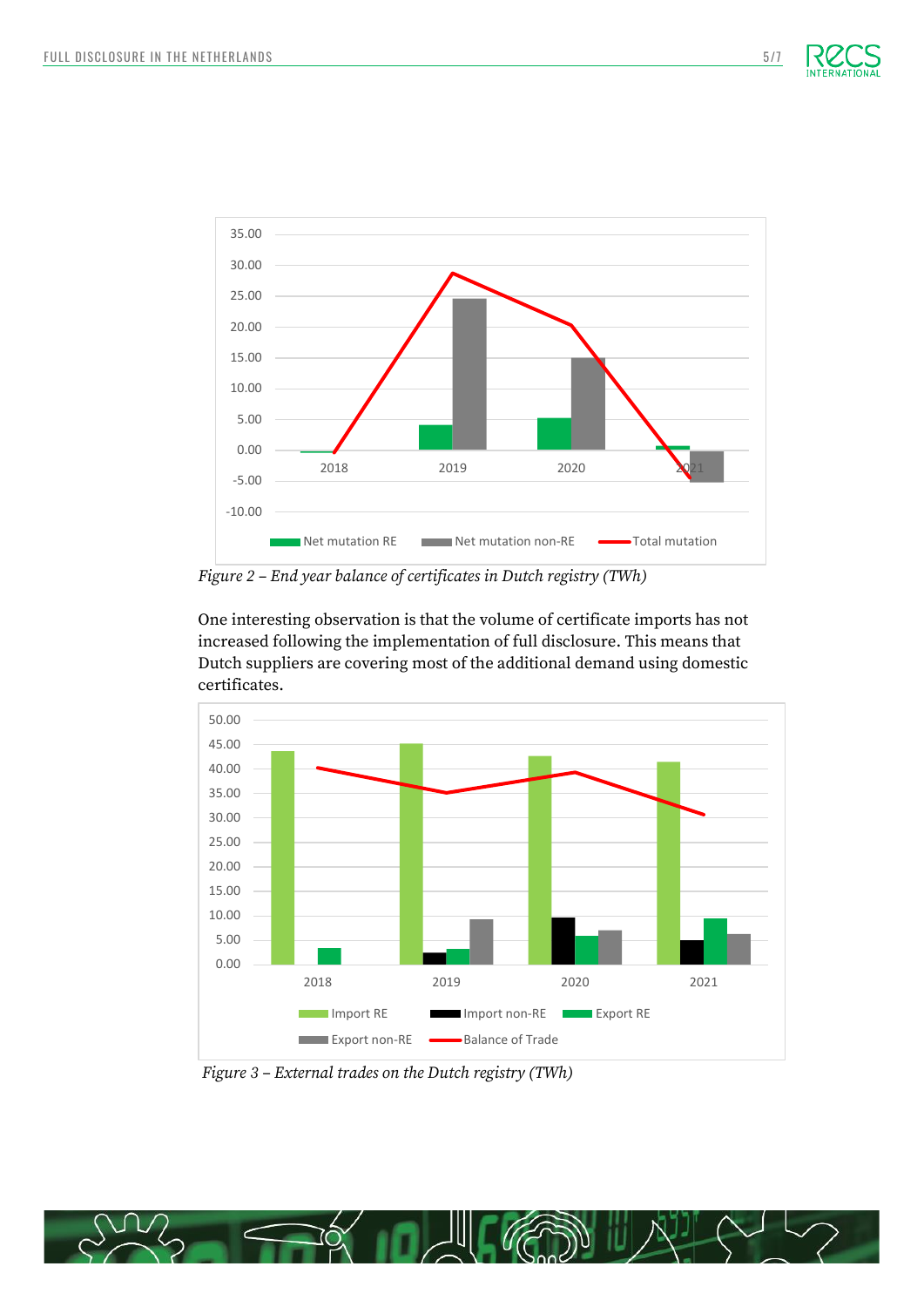Figure 2 – End year balance of certificates in Dutch registry (TWh)

One interesting observation is that the volume of certificate imports has not increased following the implementation of full disclosure. This means that Dutch suppliers are covering most of the additional demand using domestic certificates.

Figure 3 – External trades on the Dutch registry (TWh)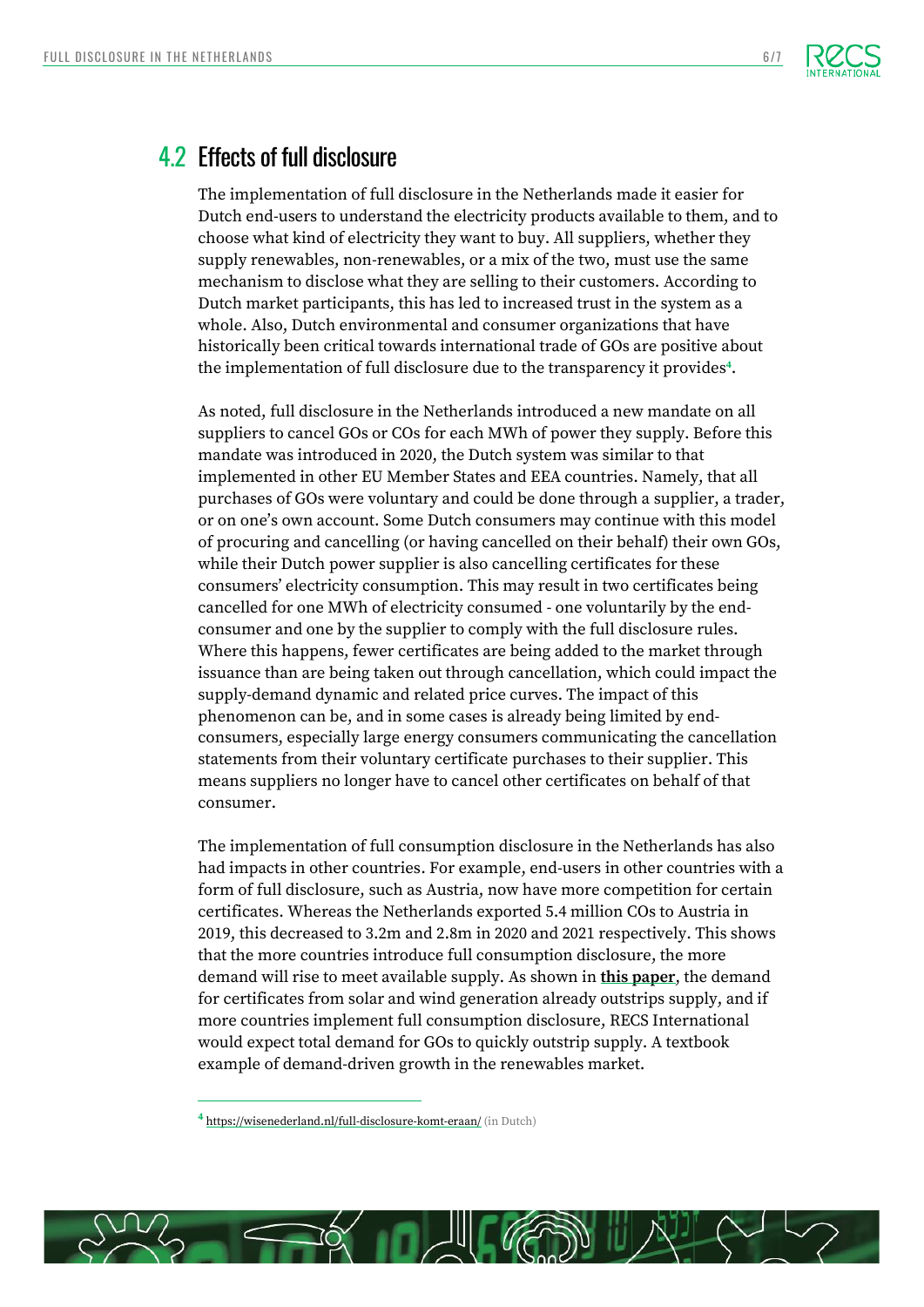## 4.2 Effects of full disclosure

The implementation of full disclosure in the Netherlands made it easier for Dutch end-users to understand the electricity products available to them, and to choose what kind of electricity they want to buy. All suppliers, whether they supply renewables, non-renewables, or a mix of the two, must use the same mechanism to disclose what they are selling to their customers. According to Dutch market participants, this has led to increased trust in the system as a whole. Also, Dutch environmental and consumer organizations that have historically been critical towards international trade of GOs are positive about the implementation of full disclosure due to the transparency it provides[4].

As noted, full disclosure in the Netherlands introduced a new mandate on all suppliers to cancel GOs or COs for each MWh of power they supply. Before this mandate was introduced in 2020, the Dutch system was similar to that implemented in other EU Member States and EEA countries. Namely, that all purchases of GOs were voluntary and could be done through a supplier, a trader, or on one's own account. Some Dutch consumers may continue with this model of procuring and cancelling (or having cancelled on their behalf) their own GOs, while their Dutch power supplier is also cancelling certificates for these consumers' electricity consumption. This may result in two certificates being cancelled for one MWh of electricity consumed - one voluntarily by the end-consumer and one by the supplier to comply with the full disclosure rules. Where this happens, fewer certificates are being added to the market through issuance than are being taken out through cancellation, which could impact the supply-demand dynamic and related price curves. The impact of this phenomenon can be, and in some cases is already being limited by end-consumers, especially large energy consumers communicating the cancellation statements from their voluntary certificate purchases to their supplier. This means suppliers no longer have to cancel other certificates on behalf of that consumer.

The implementation of full consumption disclosure in the Netherlands has also had impacts in other countries. For example, end-users in other countries with a form of full disclosure, such as Austria, now have more competition for certain certificates. Whereas the Netherlands exported 5.4 million COs to Austria in 2019, this decreased to 3.2m and 2.8m in 2020 and 2021 respectively. This shows that the more countries introduce full consumption disclosure, the more demand will rise to meet available supply. As shown in **this paper**, the demand for certificates from solar and wind generation already outstrips supply, and if more countries implement full consumption disclosure, RECS International would expect total demand for GOs to quickly outstrip supply. A textbook example of demand-driven growth in the renewables market.

---

[4] https://wisenederland.nl/full-disclosure-komt-eraan/ (in Dutch)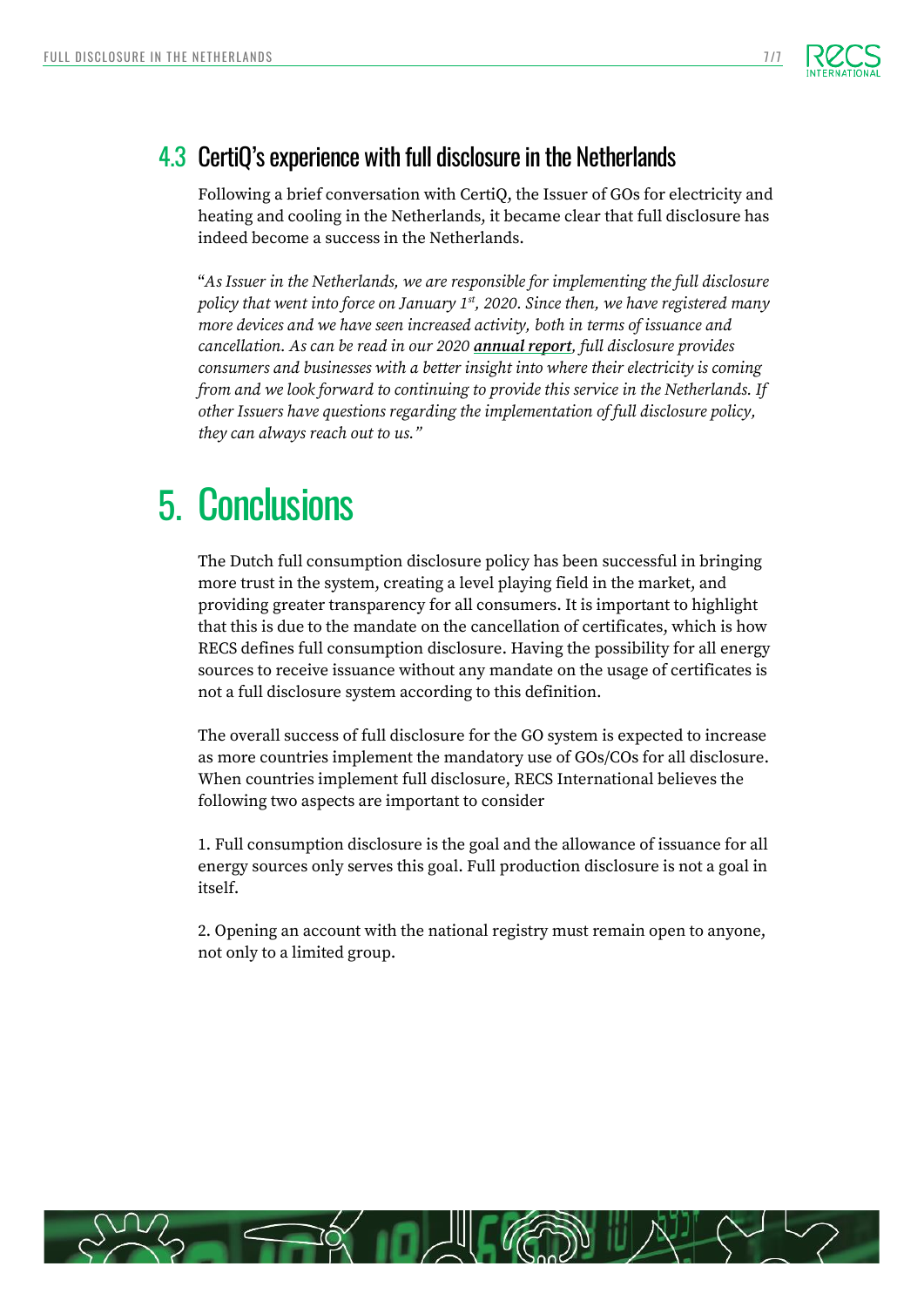### 4.3 CertiQ's experience with full disclosure in the Netherlands

Following a brief conversation with CertiQ, the Issuer of GOs for electricity and heating and cooling in the Netherlands, it became clear that full disclosure has indeed become a success in the Netherlands.

*"As Issuer in the Netherlands, we are responsible for implementing the full disclosure policy that went into force on January 1st, 2020. Since then, we have registered many more devices and we have seen increased activity, both in terms of issuance and cancellation. As can be read in our 2020* ***annual report****, full disclosure provides consumers and businesses with a better insight into where their electricity is coming from and we look forward to continuing to provide this service in the Netherlands. If other Issuers have questions regarding the implementation of full disclosure policy, they can always reach out to us."*

# 5. Conclusions

The Dutch full consumption disclosure policy has been successful in bringing more trust in the system, creating a level playing field in the market, and providing greater transparency for all consumers. It is important to highlight that this is due to the mandate on the cancellation of certificates, which is how RECS defines full consumption disclosure. Having the possibility for all energy sources to receive issuance without any mandate on the usage of certificates is not a full disclosure system according to this definition.

The overall success of full disclosure for the GO system is expected to increase as more countries implement the mandatory use of GOs/COs for all disclosure. When countries implement full disclosure, RECS International believes the following two aspects are important to consider

1. Full consumption disclosure is the goal and the allowance of issuance for all energy sources only serves this goal. Full production disclosure is not a goal in itself.

2. Opening an account with the national registry must remain open to anyone, not only to a limited group.